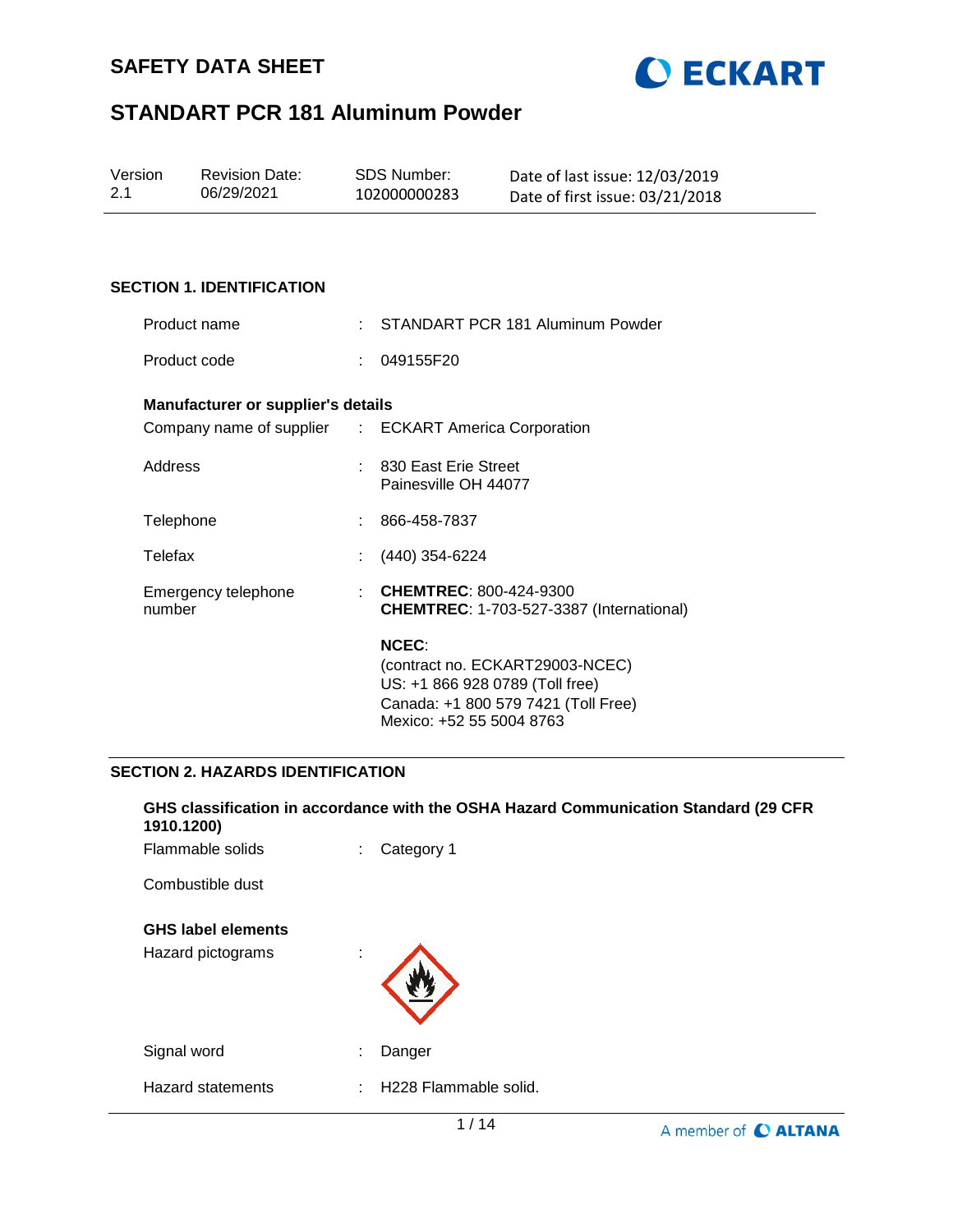# SAFETY DATA SHEET

# STANDART PCR 181 Aluminum Powder

| Version | Revision Date: | SDS Number: | Date of last issue: 12/03/2019 |
|---|---|---|---|
| 2.1 | 06/29/2021 | 102000000283 | Date of first issue: 03/21/2018 |

## SECTION 1. IDENTIFICATION

Product name : STANDART PCR 181 Aluminum Powder

Product code : 049155F20

**Manufacturer or supplier's details**

Company name of supplier : ECKART America Corporation

Address : 830 East Erie Street
Painesville OH 44077

Telephone : 866-458-7837

Telefax : (440) 354-6224

Emergency telephone number : **CHEMTREC**: 800-424-9300
**CHEMTREC**: 1-703-527-3387 (International)

**NCEC**:
(contract no. ECKART29003-NCEC)
US: +1 866 928 0789 (Toll free)
Canada: +1 800 579 7421 (Toll Free)
Mexico: +52 55 5004 8763

## SECTION 2. HAZARDS IDENTIFICATION

**GHS classification in accordance with the OSHA Hazard Communication Standard (29 CFR 1910.1200)**

Flammable solids : Category 1

Combustible dust

**GHS label elements**

Hazard pictograms :

Signal word : Danger

Hazard statements : H228 Flammable solid.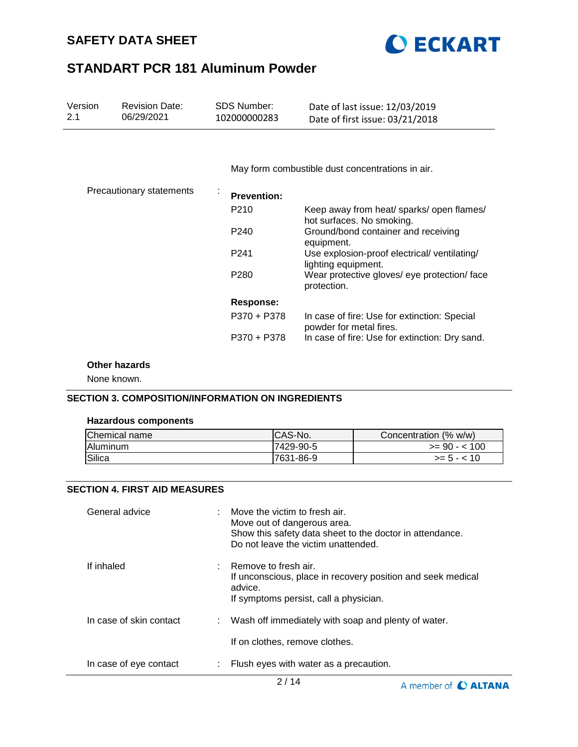May form combustible dust concentrations in air.

Precautionary statements :

**Prevention:**

| | |
|---|---|
| P210 | Keep away from heat/ sparks/ open flames/ hot surfaces. No smoking. |
| P240 | Ground/bond container and receiving equipment. |
| P241 | Use explosion-proof electrical/ ventilating/ lighting equipment. |
| P280 | Wear protective gloves/ eye protection/ face protection. |

**Response:**

| | |
|---|---|
| P370 + P378 | In case of fire: Use for extinction: Special powder for metal fires. |
| P370 + P378 | In case of fire: Use for extinction: Dry sand. |

**Other hazards**

None known.

## SECTION 3. COMPOSITION/INFORMATION ON INGREDIENTS

**Hazardous components**

| Chemical name | CAS-No. | Concentration (% w/w) |
|---|---|---|
| Aluminum | 7429-90-5 | >= 90 - < 100 |
| Silica | 7631-86-9 | >= 5 - < 10 |

## SECTION 4. FIRST AID MEASURES

General advice : Move the victim to fresh air.
Move out of dangerous area.
Show this safety data sheet to the doctor in attendance.
Do not leave the victim unattended.

If inhaled : Remove to fresh air.
If unconscious, place in recovery position and seek medical advice.
If symptoms persist, call a physician.

In case of skin contact : Wash off immediately with soap and plenty of water.

If on clothes, remove clothes.

In case of eye contact : Flush eyes with water as a precaution.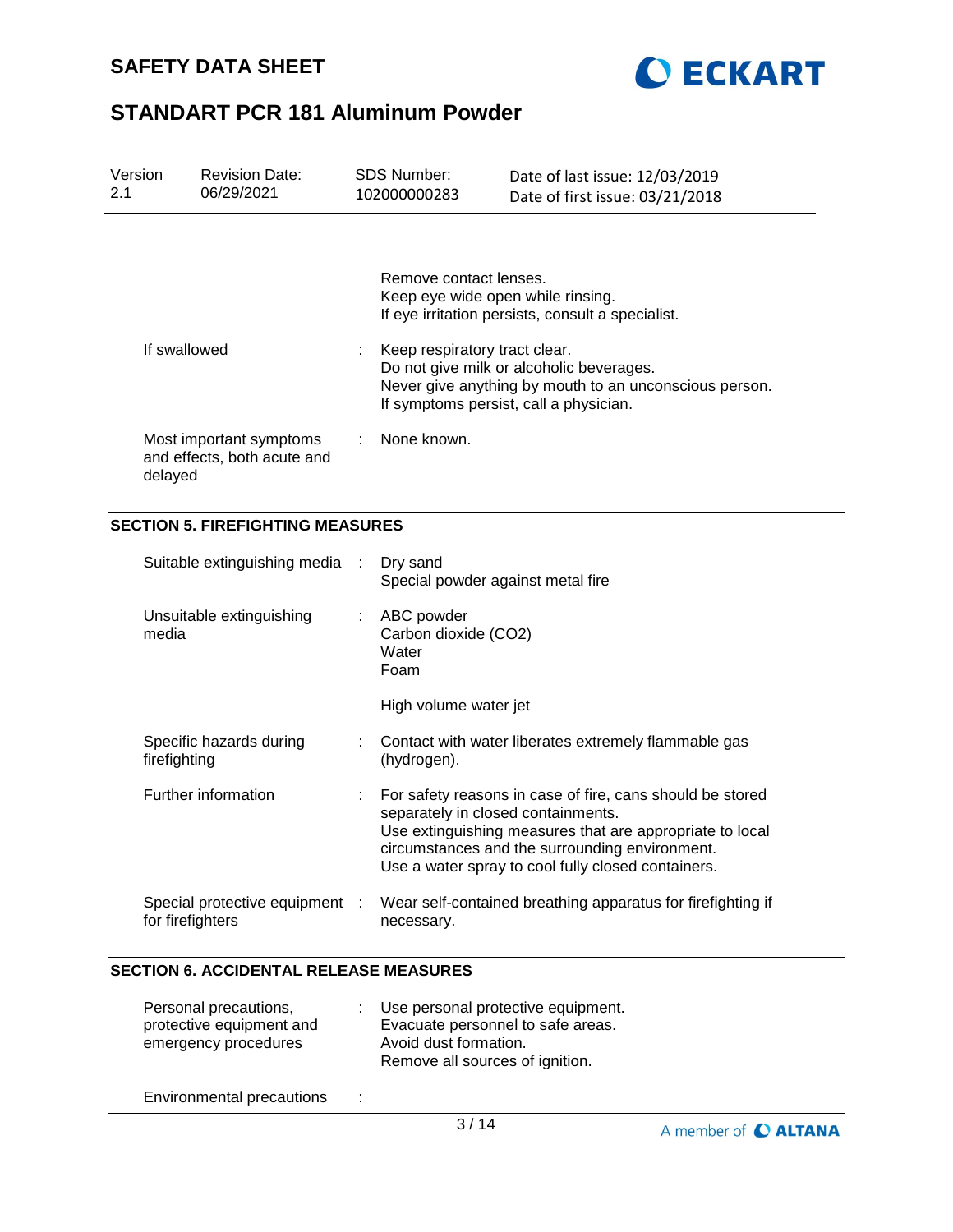| | | |
|---|---|---|
| | | Remove contact lenses.<br>Keep eye wide open while rinsing.<br>If eye irritation persists, consult a specialist. |
| If swallowed | : | Keep respiratory tract clear.<br>Do not give milk or alcoholic beverages.<br>Never give anything by mouth to an unconscious person.<br>If symptoms persist, call a physician. |
| Most important symptoms and effects, both acute and delayed | : | None known. |

## SECTION 5. FIREFIGHTING MEASURES

| | | |
|---|---|---|
| Suitable extinguishing media | : | Dry sand<br>Special powder against metal fire |
| Unsuitable extinguishing media | : | ABC powder<br>Carbon dioxide ($CO_2$)<br>Water<br>Foam<br><br>High volume water jet |
| Specific hazards during firefighting | : | Contact with water liberates extremely flammable gas (hydrogen). |
| Further information | : | For safety reasons in case of fire, cans should be stored separately in closed containments.<br>Use extinguishing measures that are appropriate to local circumstances and the surrounding environment.<br>Use a water spray to cool fully closed containers. |
| Special protective equipment for firefighters | : | Wear self-contained breathing apparatus for firefighting if necessary. |

## SECTION 6. ACCIDENTAL RELEASE MEASURES

| | | |
|---|---|---|
| Personal precautions, protective equipment and emergency procedures | : | Use personal protective equipment.<br>Evacuate personnel to safe areas.<br>Avoid dust formation.<br>Remove all sources of ignition. |
| Environmental precautions | : | |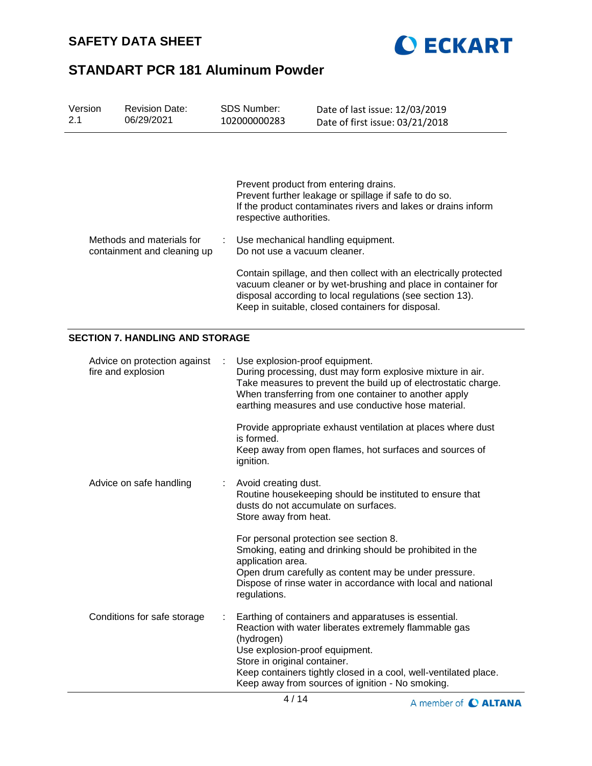Prevent product from entering drains.
Prevent further leakage or spillage if safe to do so.
If the product contaminates rivers and lakes or drains inform respective authorities.

| | | |
|---|---|---|
| Methods and materials for containment and cleaning up | : | Use mechanical handling equipment.<br>Do not use a vacuum cleaner.<br><br>Contain spillage, and then collect with an electrically protected vacuum cleaner or by wet-brushing and place in container for disposal according to local regulations (see section 13).<br>Keep in suitable, closed containers for disposal. |

## SECTION 7. HANDLING AND STORAGE

| | | |
|---|---|---|
| Advice on protection against fire and explosion | : | Use explosion-proof equipment.<br>During processing, dust may form explosive mixture in air.<br>Take measures to prevent the build up of electrostatic charge.<br>When transferring from one container to another apply earthing measures and use conductive hose material.<br><br>Provide appropriate exhaust ventilation at places where dust is formed.<br>Keep away from open flames, hot surfaces and sources of ignition. |
| Advice on safe handling | : | Avoid creating dust.<br>Routine housekeeping should be instituted to ensure that dusts do not accumulate on surfaces.<br>Store away from heat.<br><br>For personal protection see section 8.<br>Smoking, eating and drinking should be prohibited in the application area.<br>Open drum carefully as content may be under pressure.<br>Dispose of rinse water in accordance with local and national regulations. |
| Conditions for safe storage | : | Earthing of containers and apparatuses is essential.<br>Reaction with water liberates extremely flammable gas (hydrogen)<br>Use explosion-proof equipment.<br>Store in original container.<br>Keep containers tightly closed in a cool, well-ventilated place.<br>Keep away from sources of ignition - No smoking. |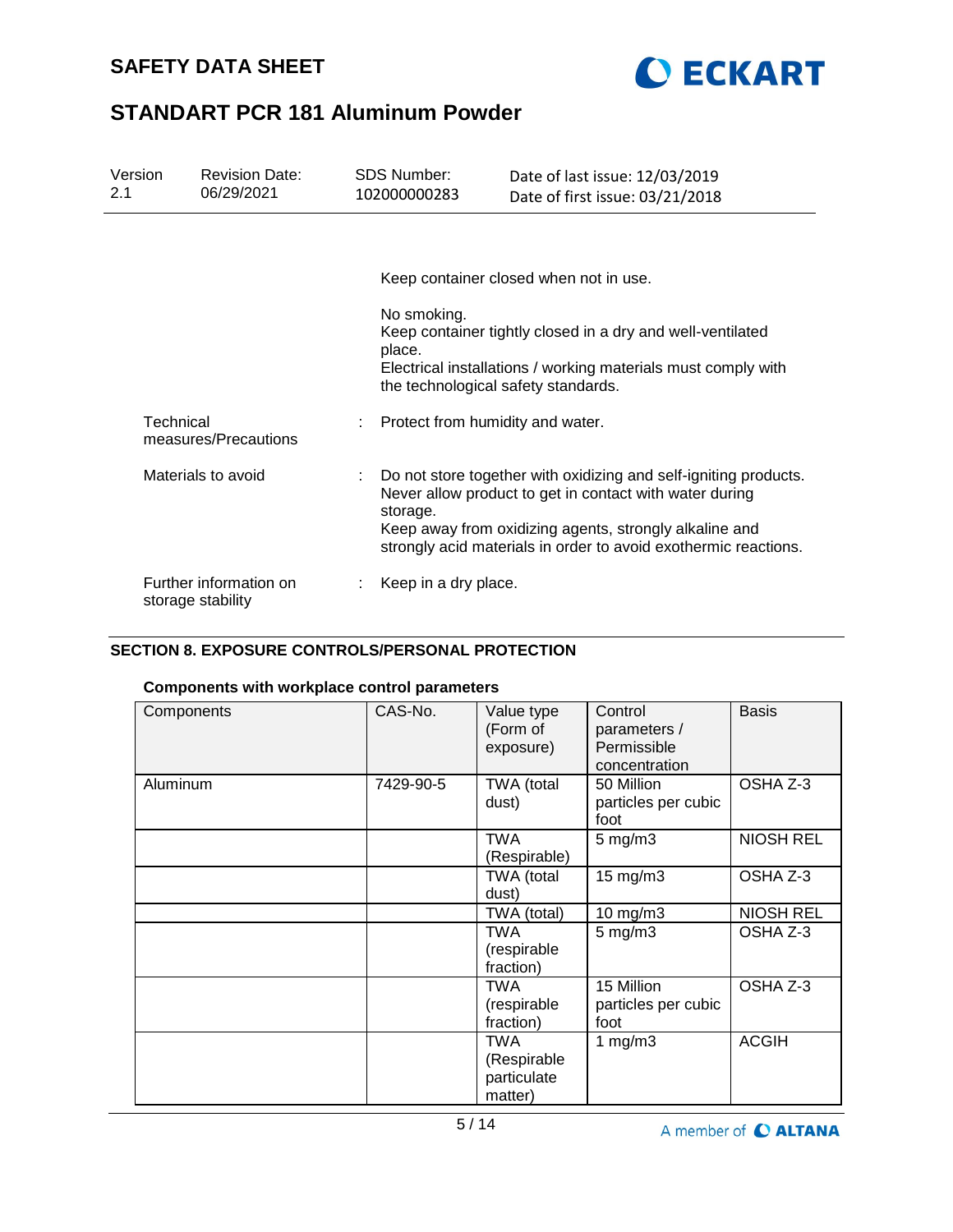Keep container closed when not in use.

No smoking.
Keep container tightly closed in a dry and well-ventilated place.
Electrical installations / working materials must comply with the technological safety standards.

| | | |
|---|---|---|
| Technical measures/Precautions | : | Protect from humidity and water. |
| Materials to avoid | : | Do not store together with oxidizing and self-igniting products. Never allow product to get in contact with water during storage. Keep away from oxidizing agents, strongly alkaline and strongly acid materials in order to avoid exothermic reactions. |
| Further information on storage stability | : | Keep in a dry place. |

## SECTION 8. EXPOSURE CONTROLS/PERSONAL PROTECTION

### Components with workplace control parameters

| Components | CAS-No. | Value type (Form of exposure) | Control parameters / Permissible concentration | Basis |
|---|---|---|---|---|
| Aluminum | 7429-90-5 | TWA (total dust) | 50 Million particles per cubic foot | OSHA Z-3 |
| | | TWA (Respirable) | 5 mg/m3 | NIOSH REL |
| | | TWA (total dust) | 15 mg/m3 | OSHA Z-3 |
| | | TWA (total) | 10 mg/m3 | NIOSH REL |
| | | TWA (respirable fraction) | 5 mg/m3 | OSHA Z-3 |
| | | TWA (respirable fraction) | 15 Million particles per cubic foot | OSHA Z-3 |
| | | TWA (Respirable particulate matter) | 1 mg/m3 | ACGIH |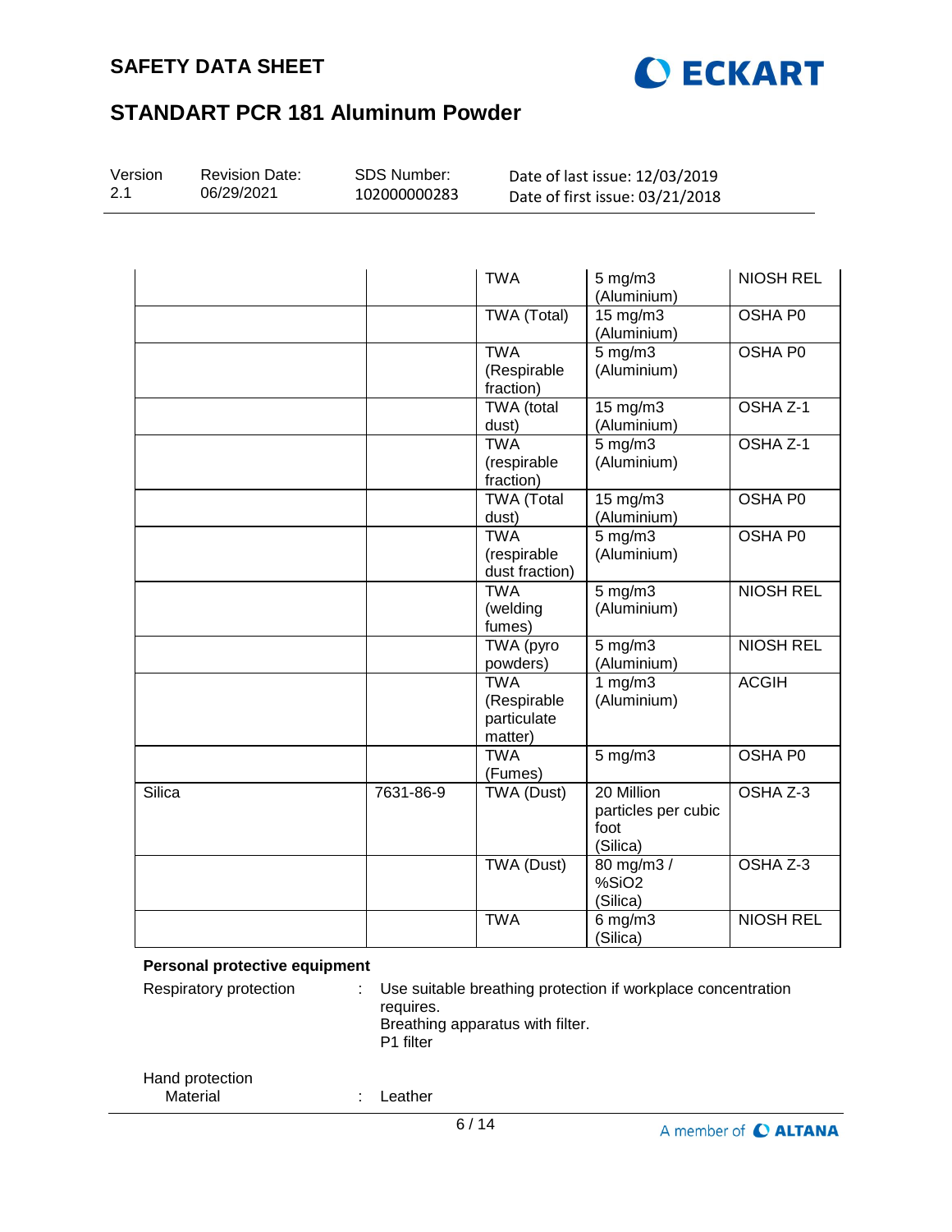| | | TWA | 5 mg/m3 (Aluminium) | NIOSH REL |
|---|---|---|---|---|
| | | TWA (Total) | 15 mg/m3 (Aluminium) | OSHA P0 |
| | | TWA (Respirable fraction) | 5 mg/m3 (Aluminium) | OSHA P0 |
| | | TWA (total dust) | 15 mg/m3 (Aluminium) | OSHA Z-1 |
| | | TWA (respirable fraction) | 5 mg/m3 (Aluminium) | OSHA Z-1 |
| | | TWA (Total dust) | 15 mg/m3 (Aluminium) | OSHA P0 |
| | | TWA (respirable dust fraction) | 5 mg/m3 (Aluminium) | OSHA P0 |
| | | TWA (welding fumes) | 5 mg/m3 (Aluminium) | NIOSH REL |
| | | TWA (pyro powders) | 5 mg/m3 (Aluminium) | NIOSH REL |
| | | TWA (Respirable particulate matter) | 1 mg/m3 (Aluminium) | ACGIH |
| | | TWA (Fumes) | 5 mg/m3 | OSHA P0 |
| Silica | 7631-86-9 | TWA (Dust) | 20 Million particles per cubic foot (Silica) | OSHA Z-3 |
| | | TWA (Dust) | 80 mg/m3 / %SiO2 (Silica) | OSHA Z-3 |
| | | TWA | 6 mg/m3 (Silica) | NIOSH REL |

**Personal protective equipment**

Respiratory protection : Use suitable breathing protection if workplace concentration requires.
Breathing apparatus with filter.
P1 filter

Hand protection
Material : Leather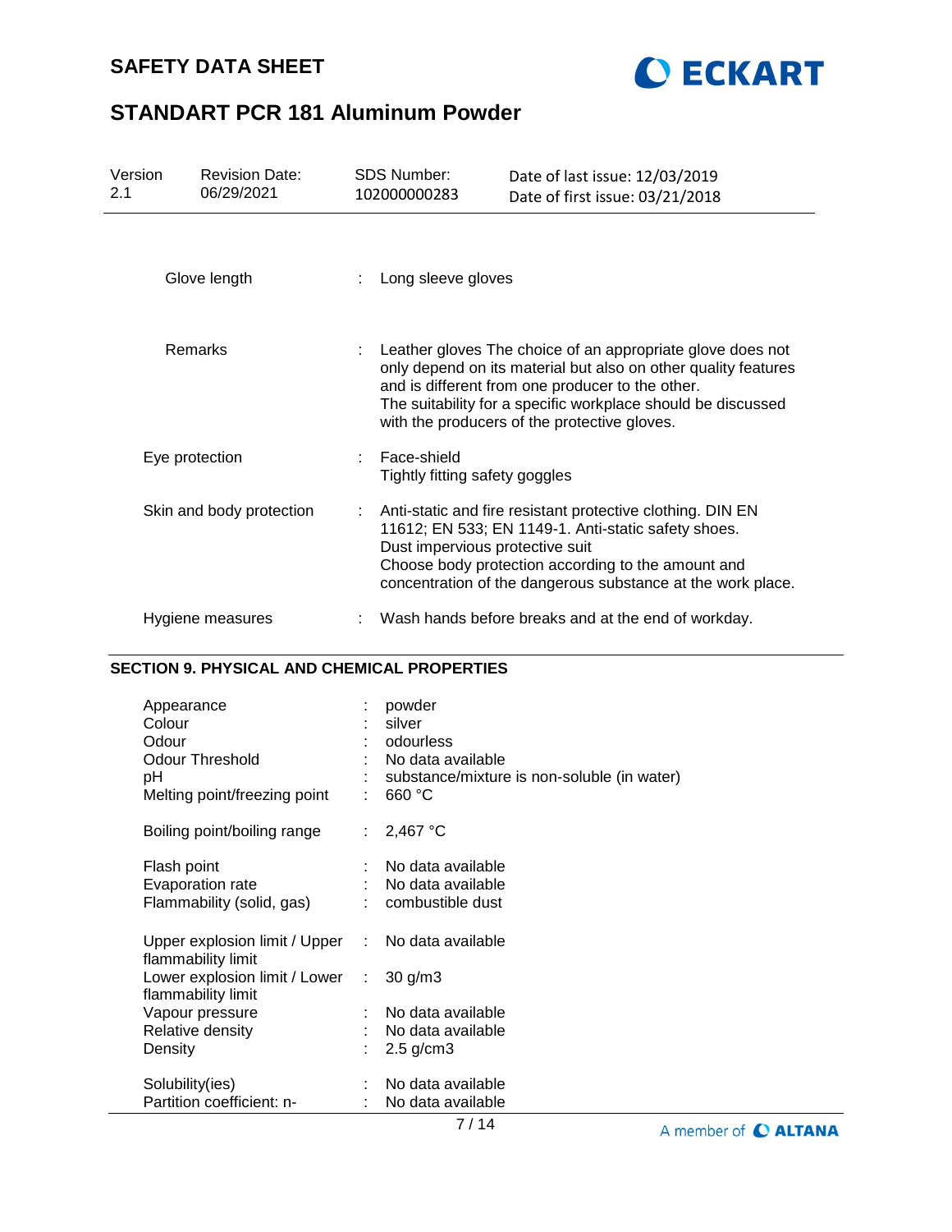| | | |
|---|---|---|
| Glove length | : | Long sleeve gloves |
| Remarks | : | Leather gloves The choice of an appropriate glove does not only depend on its material but also on other quality features and is different from one producer to the other. The suitability for a specific workplace should be discussed with the producers of the protective gloves. |
| Eye protection | : | Face-shield<br>Tightly fitting safety goggles |
| Skin and body protection | : | Anti-static and fire resistant protective clothing. DIN EN 11612; EN 533; EN 1149-1. Anti-static safety shoes.<br>Dust impervious protective suit<br>Choose body protection according to the amount and concentration of the dangerous substance at the work place. |
| Hygiene measures | : | Wash hands before breaks and at the end of workday. |

## SECTION 9. PHYSICAL AND CHEMICAL PROPERTIES

| | | |
|---|---|---|
| Appearance | : | powder |
| Colour | : | silver |
| Odour | : | odourless |
| Odour Threshold | : | No data available |
| pH | : | substance/mixture is non-soluble (in water) |
| Melting point/freezing point | : | 660 °C |
| Boiling point/boiling range | : | 2,467 °C |
| Flash point | : | No data available |
| Evaporation rate | : | No data available |
| Flammability (solid, gas) | : | combustible dust |
| Upper explosion limit / Upper flammability limit | : | No data available |
| Lower explosion limit / Lower flammability limit | : | 30 g/m3 |
| Vapour pressure | : | No data available |
| Relative density | : | No data available |
| Density | : | 2.5 g/cm3 |
| Solubility(ies) | : | No data available |
| Partition coefficient: n- | : | No data available |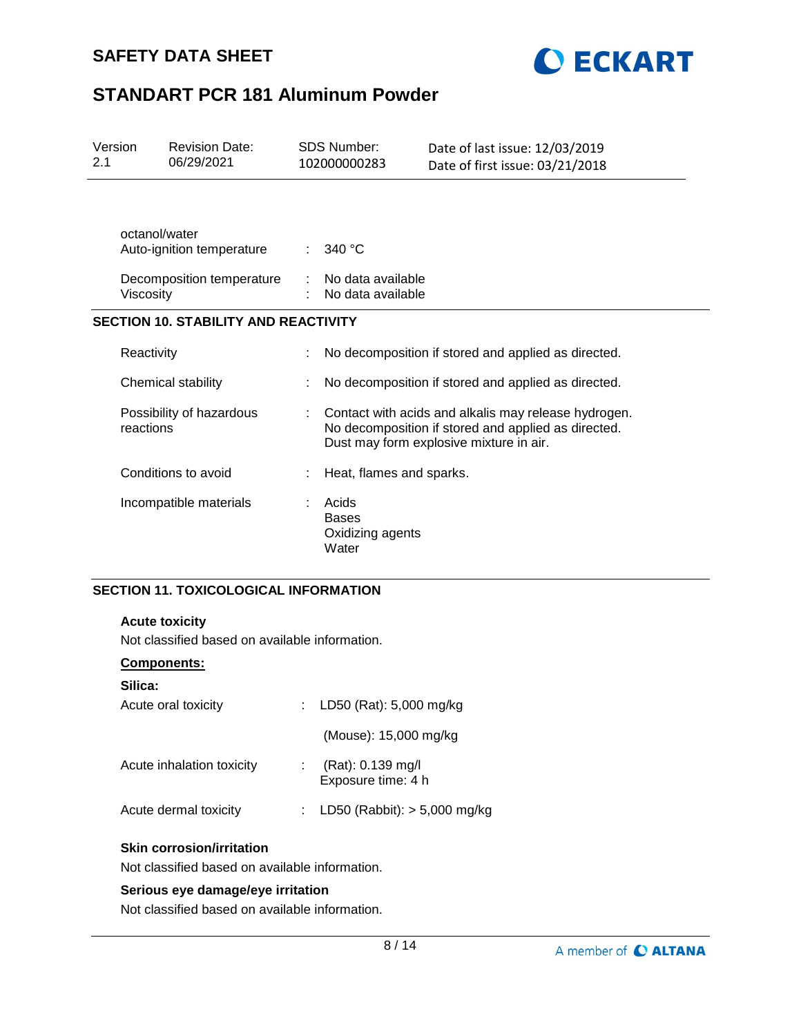| | | |
|---|---|---|
| octanol/water | | |
| Auto-ignition temperature | : | 340 °C |
| Decomposition temperature | : | No data available |
| Viscosity | : | No data available |

## SECTION 10. STABILITY AND REACTIVITY

| | | |
|---|---|---|
| Reactivity | : | No decomposition if stored and applied as directed. |
| Chemical stability | : | No decomposition if stored and applied as directed. |
| Possibility of hazardous reactions | : | Contact with acids and alkalis may release hydrogen.<br>No decomposition if stored and applied as directed.<br>Dust may form explosive mixture in air. |
| Conditions to avoid | : | Heat, flames and sparks. |
| Incompatible materials | : | Acids<br>Bases<br>Oxidizing agents<br>Water |

## SECTION 11. TOXICOLOGICAL INFORMATION

**Acute toxicity**

Not classified based on available information.

**Components:**

**Silica:**

| | | |
|---|---|---|
| Acute oral toxicity | : | LD50 (Rat): 5,000 mg/kg |
| | | (Mouse): 15,000 mg/kg |
| Acute inhalation toxicity | : | (Rat): 0.139 mg/l<br>Exposure time: 4 h |
| Acute dermal toxicity | : | LD50 (Rabbit): > 5,000 mg/kg |

**Skin corrosion/irritation**

Not classified based on available information.

**Serious eye damage/eye irritation**

Not classified based on available information.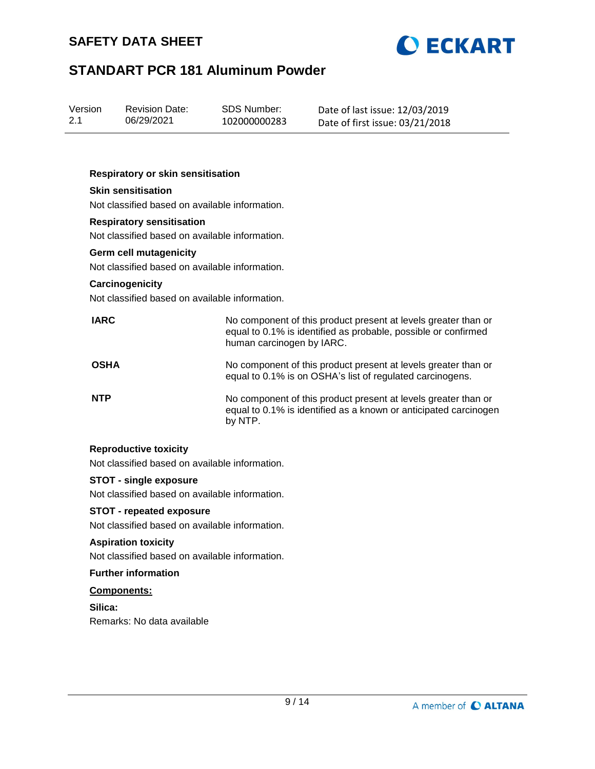**Respiratory or skin sensitisation**

**Skin sensitisation**

Not classified based on available information.

**Respiratory sensitisation**

Not classified based on available information.

**Germ cell mutagenicity**

Not classified based on available information.

**Carcinogenicity**

Not classified based on available information.

| | |
|---|---|
| **IARC** | No component of this product present at levels greater than or equal to 0.1% is identified as probable, possible or confirmed human carcinogen by IARC. |
| **OSHA** | No component of this product present at levels greater than or equal to 0.1% is on OSHA's list of regulated carcinogens. |
| **NTP** | No component of this product present at levels greater than or equal to 0.1% is identified as a known or anticipated carcinogen by NTP. |

**Reproductive toxicity**

Not classified based on available information.

**STOT - single exposure**

Not classified based on available information.

**STOT - repeated exposure**

Not classified based on available information.

**Aspiration toxicity**

Not classified based on available information.

**Further information**

**Components:**

**Silica:**

Remarks: No data available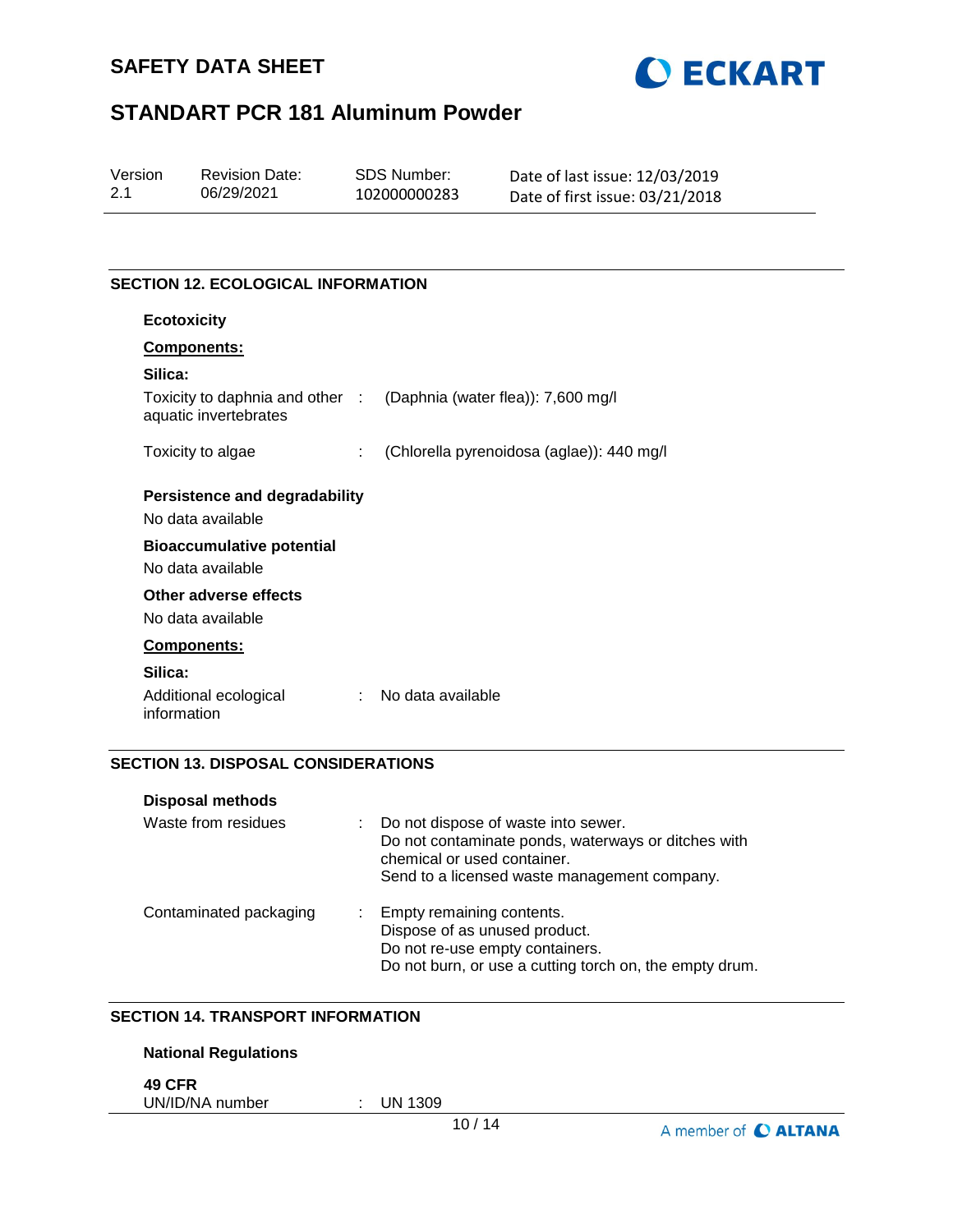## SECTION 12. ECOLOGICAL INFORMATION

### Ecotoxicity

**Components:**

**Silica:**

Toxicity to daphnia and other aquatic invertebrates : (Daphnia (water flea)): 7,600 mg/l

Toxicity to algae : (Chlorella pyrenoidosa (aglae)): 440 mg/l

### Persistence and degradability

No data available

### Bioaccumulative potential

No data available

### Other adverse effects

No data available

**Components:**

**Silica:**

Additional ecological information : No data available

## SECTION 13. DISPOSAL CONSIDERATIONS

### Disposal methods

Waste from residues : Do not dispose of waste into sewer.
Do not contaminate ponds, waterways or ditches with chemical or used container.
Send to a licensed waste management company.

Contaminated packaging : Empty remaining contents.
Dispose of as unused product.
Do not re-use empty containers.
Do not burn, or use a cutting torch on, the empty drum.

## SECTION 14. TRANSPORT INFORMATION

### National Regulations

**49 CFR**

UN/ID/NA number : UN 1309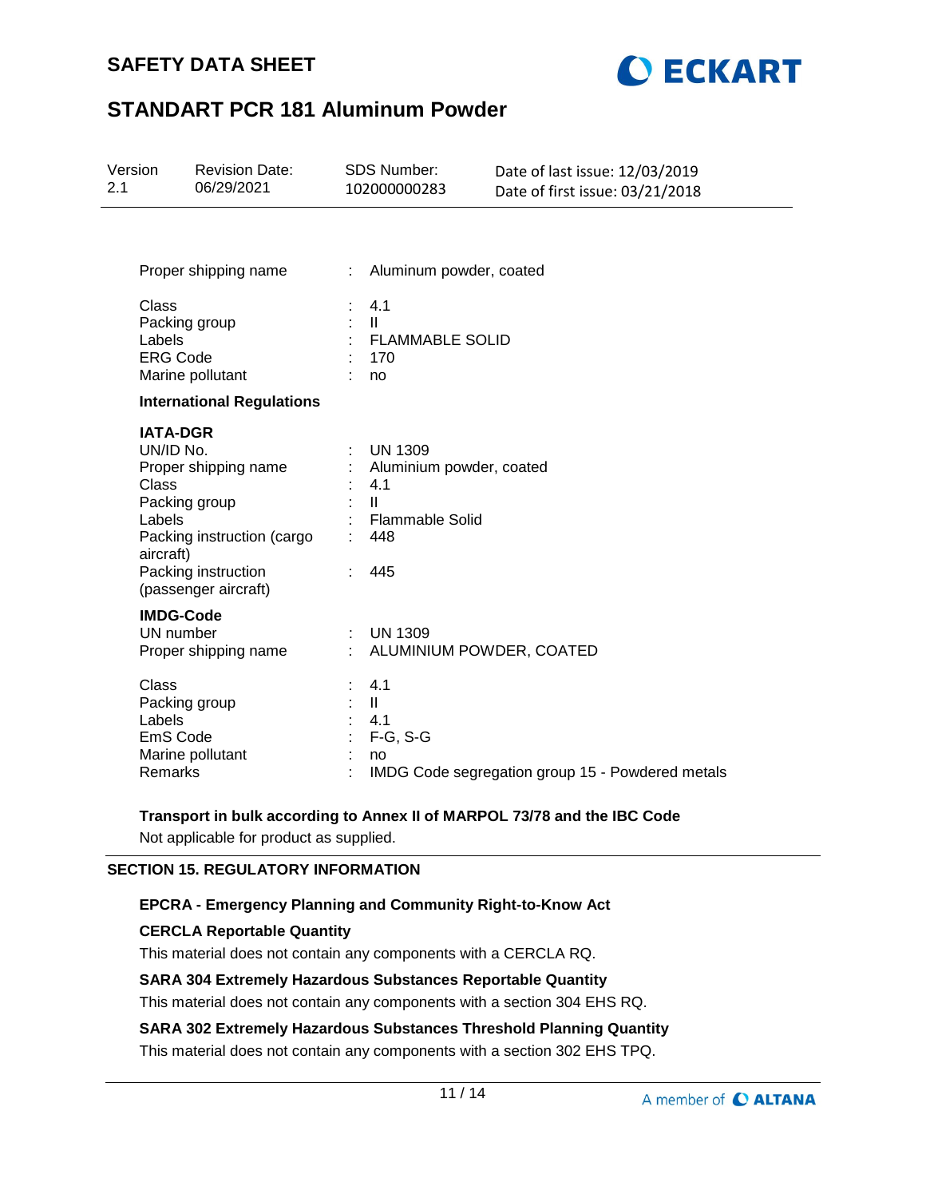| | | |
|---|---|---|
| Proper shipping name | : | Aluminum powder, coated |
| Class | : | 4.1 |
| Packing group | : | II |
| Labels | : | FLAMMABLE SOLID |
| ERG Code | : | 170 |
| Marine pollutant | : | no |

**International Regulations**

**IATA-DGR**

| | | |
|---|---|---|
| UN/ID No. | : | UN 1309 |
| Proper shipping name | : | Aluminium powder, coated |
| Class | : | 4.1 |
| Packing group | : | II |
| Labels | : | Flammable Solid |
| Packing instruction (cargo aircraft) | : | 448 |
| Packing instruction (passenger aircraft) | : | 445 |

**IMDG-Code**

| | | |
|---|---|---|
| UN number | : | UN 1309 |
| Proper shipping name | : | ALUMINIUM POWDER, COATED |
| Class | : | 4.1 |
| Packing group | : | II |
| Labels | : | 4.1 |
| EmS Code | : | F-G, S-G |
| Marine pollutant | : | no |
| Remarks | : | IMDG Code segregation group 15 - Powdered metals |

**Transport in bulk according to Annex II of MARPOL 73/78 and the IBC Code**

Not applicable for product as supplied.

## SECTION 15. REGULATORY INFORMATION

**EPCRA - Emergency Planning and Community Right-to-Know Act**

**CERCLA Reportable Quantity**

This material does not contain any components with a CERCLA RQ.

**SARA 304 Extremely Hazardous Substances Reportable Quantity**

This material does not contain any components with a section 304 EHS RQ.

**SARA 302 Extremely Hazardous Substances Threshold Planning Quantity**

This material does not contain any components with a section 302 EHS TPQ.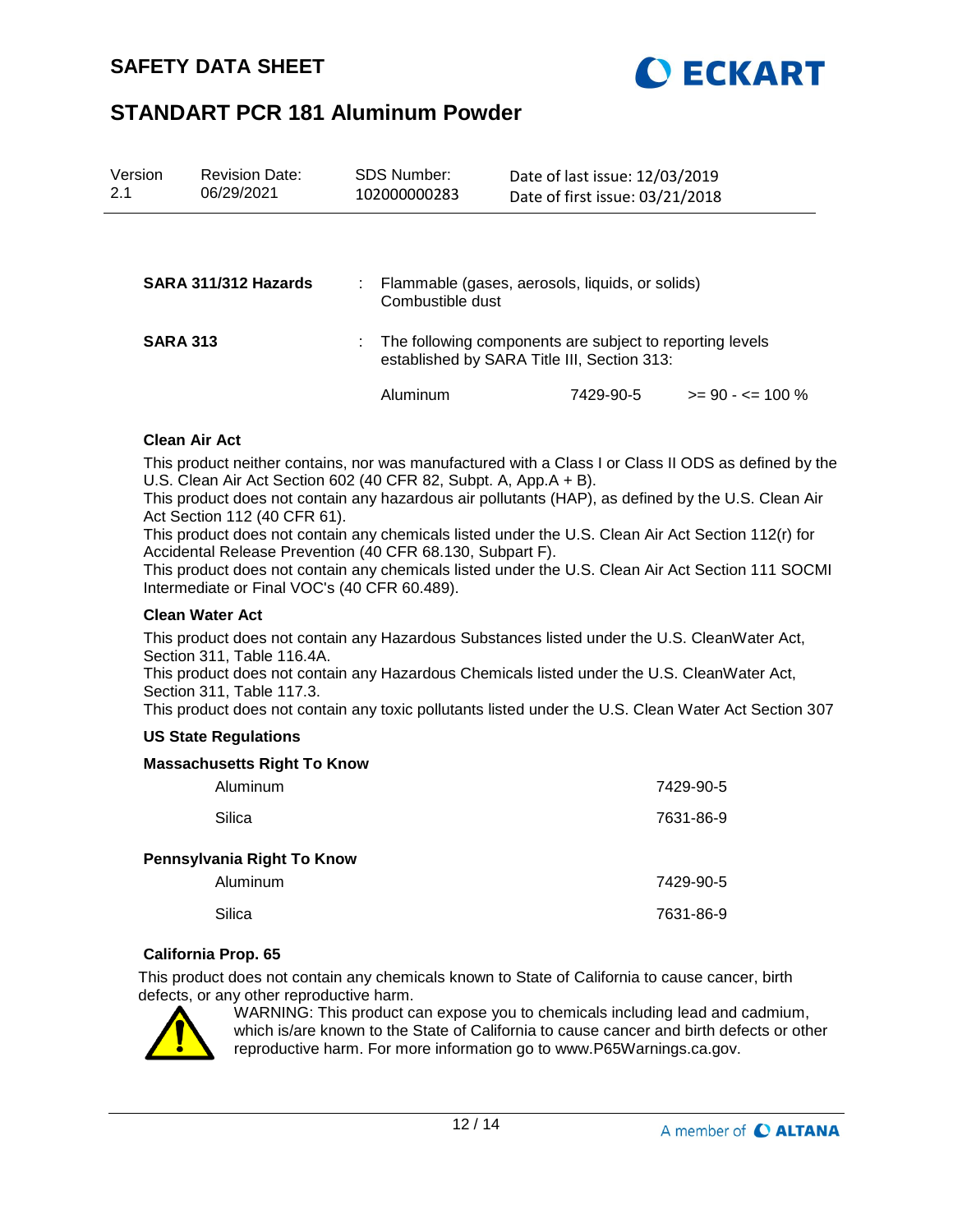**SARA 311/312 Hazards** : Flammable (gases, aerosols, liquids, or solids)
Combustible dust

**SARA 313** : The following components are subject to reporting levels established by SARA Title III, Section 313:

| | | |
|---|---|---|
| Aluminum | 7429-90-5 | >= 90 - <= 100 % |

**Clean Air Act**

This product neither contains, nor was manufactured with a Class I or Class II ODS as defined by the U.S. Clean Air Act Section 602 (40 CFR 82, Subpt. A, App.A + B).
This product does not contain any hazardous air pollutants (HAP), as defined by the U.S. Clean Air Act Section 112 (40 CFR 61).
This product does not contain any chemicals listed under the U.S. Clean Air Act Section 112(r) for Accidental Release Prevention (40 CFR 68.130, Subpart F).
This product does not contain any chemicals listed under the U.S. Clean Air Act Section 111 SOCMI Intermediate or Final VOC's (40 CFR 60.489).

**Clean Water Act**

This product does not contain any Hazardous Substances listed under the U.S. CleanWater Act, Section 311, Table 116.4A.
This product does not contain any Hazardous Chemicals listed under the U.S. CleanWater Act, Section 311, Table 117.3.
This product does not contain any toxic pollutants listed under the U.S. Clean Water Act Section 307

**US State Regulations**

**Massachusetts Right To Know**

| | |
|---|---|
| Aluminum | 7429-90-5 |
| Silica | 7631-86-9 |

**Pennsylvania Right To Know**

| | |
|---|---|
| Aluminum | 7429-90-5 |
| Silica | 7631-86-9 |

**California Prop. 65**

This product does not contain any chemicals known to State of California to cause cancer, birth defects, or any other reproductive harm.

WARNING: This product can expose you to chemicals including lead and cadmium, which is/are known to the State of California to cause cancer and birth defects or other reproductive harm. For more information go to www.P65Warnings.ca.gov.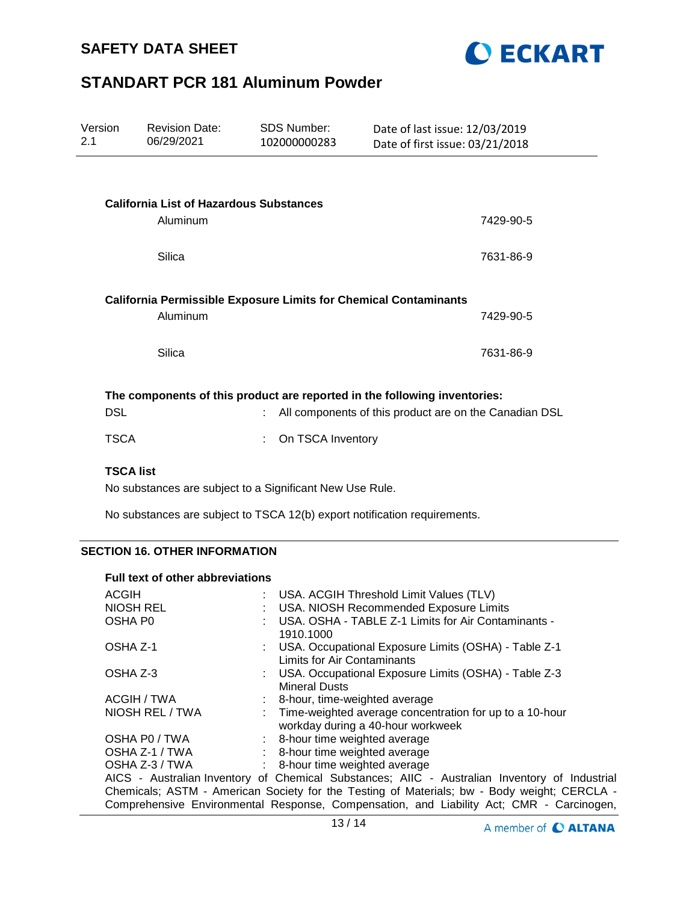**California List of Hazardous Substances**

| | |
|---|---|
| Aluminum | 7429-90-5 |
| Silica | 7631-86-9 |

**California Permissible Exposure Limits for Chemical Contaminants**

| | |
|---|---|
| Aluminum | 7429-90-5 |
| Silica | 7631-86-9 |

**The components of this product are reported in the following inventories:**

DSL : All components of this product are on the Canadian DSL

TSCA : On TSCA Inventory

**TSCA list**

No substances are subject to a Significant New Use Rule.

No substances are subject to TSCA 12(b) export notification requirements.

## SECTION 16. OTHER INFORMATION

**Full text of other abbreviations**

| | |
|---|---|
| ACGIH | : USA. ACGIH Threshold Limit Values (TLV) |
| NIOSH REL | : USA. NIOSH Recommended Exposure Limits |
| OSHA P0 | : USA. OSHA - TABLE Z-1 Limits for Air Contaminants - 1910.1000 |
| OSHA Z-1 | : USA. Occupational Exposure Limits (OSHA) - Table Z-1 Limits for Air Contaminants |
| OSHA Z-3 | : USA. Occupational Exposure Limits (OSHA) - Table Z-3 Mineral Dusts |
| ACGIH / TWA | : 8-hour, time-weighted average |
| NIOSH REL / TWA | : Time-weighted average concentration for up to a 10-hour workday during a 40-hour workweek |
| OSHA P0 / TWA | : 8-hour time weighted average |
| OSHA Z-1 / TWA | : 8-hour time weighted average |
| OSHA Z-3 / TWA | : 8-hour time weighted average |

AICS - Australian Inventory of Chemical Substances; AIIC - Australian Inventory of Industrial Chemicals; ASTM - American Society for the Testing of Materials; bw - Body weight; CERCLA - Comprehensive Environmental Response, Compensation, and Liability Act; CMR - Carcinogen,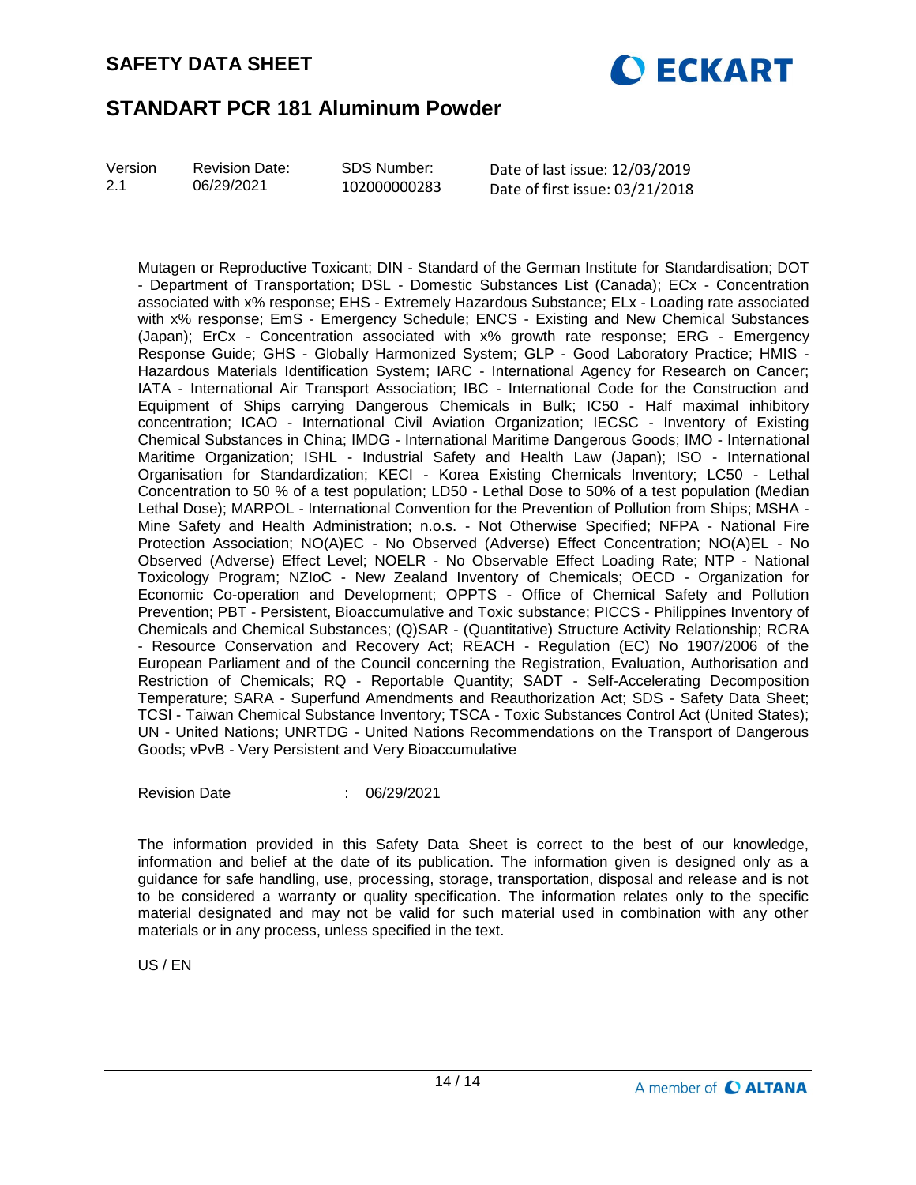Mutagen or Reproductive Toxicant; DIN - Standard of the German Institute for Standardisation; DOT - Department of Transportation; DSL - Domestic Substances List (Canada); ECx - Concentration associated with x% response; EHS - Extremely Hazardous Substance; ELx - Loading rate associated with x% response; EmS - Emergency Schedule; ENCS - Existing and New Chemical Substances (Japan); ErCx - Concentration associated with x% growth rate response; ERG - Emergency Response Guide; GHS - Globally Harmonized System; GLP - Good Laboratory Practice; HMIS - Hazardous Materials Identification System; IARC - International Agency for Research on Cancer; IATA - International Air Transport Association; IBC - International Code for the Construction and Equipment of Ships carrying Dangerous Chemicals in Bulk; IC50 - Half maximal inhibitory concentration; ICAO - International Civil Aviation Organization; IECSC - Inventory of Existing Chemical Substances in China; IMDG - International Maritime Dangerous Goods; IMO - International Maritime Organization; ISHL - Industrial Safety and Health Law (Japan); ISO - International Organisation for Standardization; KECI - Korea Existing Chemicals Inventory; LC50 - Lethal Concentration to 50 % of a test population; LD50 - Lethal Dose to 50% of a test population (Median Lethal Dose); MARPOL - International Convention for the Prevention of Pollution from Ships; MSHA - Mine Safety and Health Administration; n.o.s. - Not Otherwise Specified; NFPA - National Fire Protection Association; NO(A)EC - No Observed (Adverse) Effect Concentration; NO(A)EL - No Observed (Adverse) Effect Level; NOELR - No Observable Effect Loading Rate; NTP - National Toxicology Program; NZIoC - New Zealand Inventory of Chemicals; OECD - Organization for Economic Co-operation and Development; OPPTS - Office of Chemical Safety and Pollution Prevention; PBT - Persistent, Bioaccumulative and Toxic substance; PICCS - Philippines Inventory of Chemicals and Chemical Substances; (Q)SAR - (Quantitative) Structure Activity Relationship; RCRA - Resource Conservation and Recovery Act; REACH - Regulation (EC) No 1907/2006 of the European Parliament and of the Council concerning the Registration, Evaluation, Authorisation and Restriction of Chemicals; RQ - Reportable Quantity; SADT - Self-Accelerating Decomposition Temperature; SARA - Superfund Amendments and Reauthorization Act; SDS - Safety Data Sheet; TCSI - Taiwan Chemical Substance Inventory; TSCA - Toxic Substances Control Act (United States); UN - United Nations; UNRTDG - United Nations Recommendations on the Transport of Dangerous Goods; vPvB - Very Persistent and Very Bioaccumulative

Revision Date : 06/29/2021

The information provided in this Safety Data Sheet is correct to the best of our knowledge, information and belief at the date of its publication. The information given is designed only as a guidance for safe handling, use, processing, storage, transportation, disposal and release and is not to be considered a warranty or quality specification. The information relates only to the specific material designated and may not be valid for such material used in combination with any other materials or in any process, unless specified in the text.

US / EN